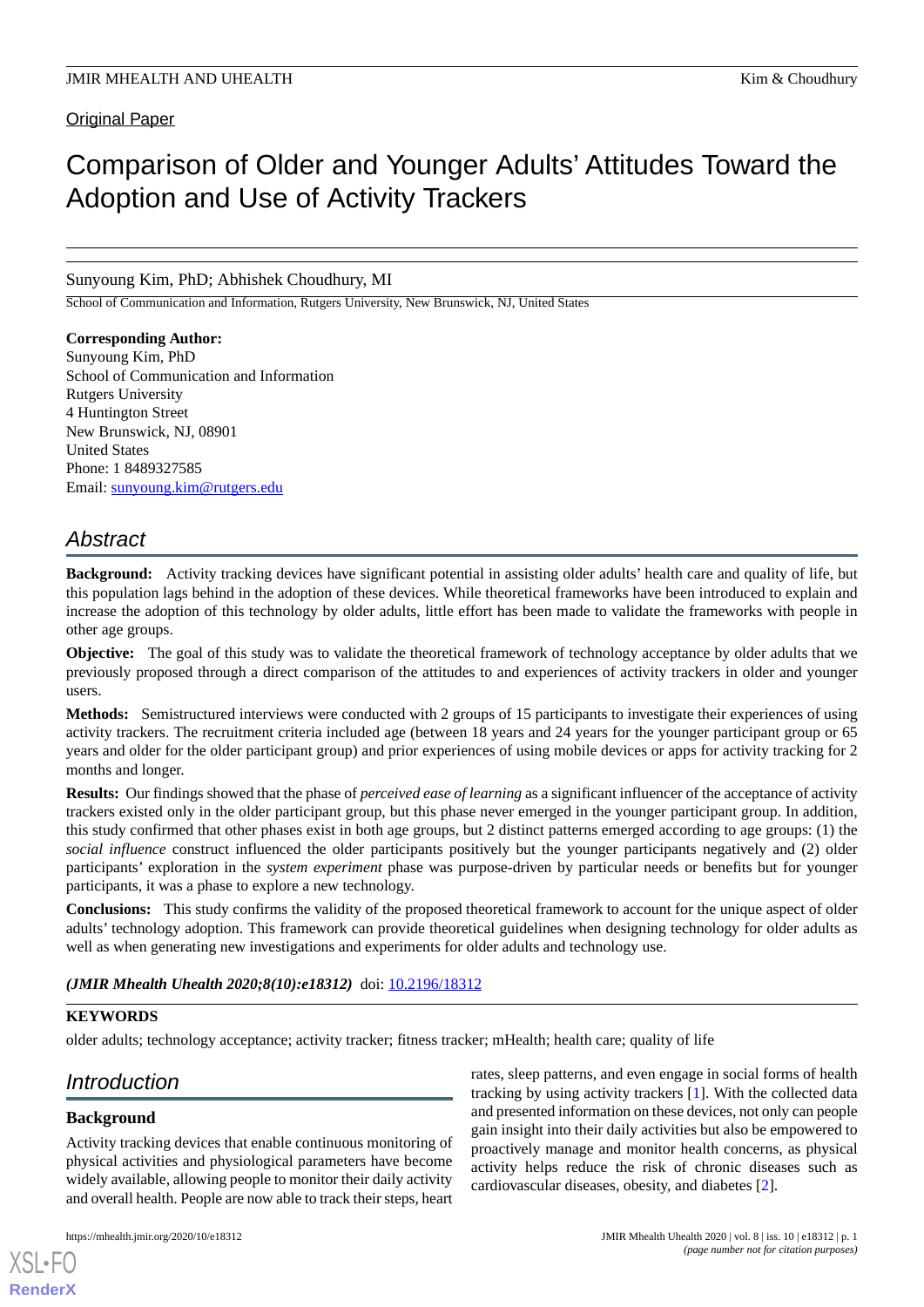Original Paper

# Comparison of Older and Younger Adults' Attitudes Toward the Adoption and Use of Activity Trackers

Sunyoung Kim, PhD; Abhishek Choudhury, MI

School of Communication and Information, Rutgers University, New Brunswick, NJ, United States

**Corresponding Author:**
Sunyoung Kim, PhD
School of Communication and Information
Rutgers University
4 Huntington Street
New Brunswick, NJ, 08901
United States
Phone: 1 8489327585
Email: sunyoung.kim@rutgers.edu

## Abstract

**Background:** Activity tracking devices have significant potential in assisting older adults' health care and quality of life, but this population lags behind in the adoption of these devices. While theoretical frameworks have been introduced to explain and increase the adoption of this technology by older adults, little effort has been made to validate the frameworks with people in other age groups.

**Objective:** The goal of this study was to validate the theoretical framework of technology acceptance by older adults that we previously proposed through a direct comparison of the attitudes to and experiences of activity trackers in older and younger users.

**Methods:** Semistructured interviews were conducted with 2 groups of 15 participants to investigate their experiences of using activity trackers. The recruitment criteria included age (between 18 years and 24 years for the younger participant group or 65 years and older for the older participant group) and prior experiences of using mobile devices or apps for activity tracking for 2 months and longer.

**Results:** Our findings showed that the phase of *perceived ease of learning* as a significant influencer of the acceptance of activity trackers existed only in the older participant group, but this phase never emerged in the younger participant group. In addition, this study confirmed that other phases exist in both age groups, but 2 distinct patterns emerged according to age groups: (1) the *social influence* construct influenced the older participants positively but the younger participants negatively and (2) older participants' exploration in the *system experiment* phase was purpose-driven by particular needs or benefits but for younger participants, it was a phase to explore a new technology.

**Conclusions:** This study confirms the validity of the proposed theoretical framework to account for the unique aspect of older adults' technology adoption. This framework can provide theoretical guidelines when designing technology for older adults as well as when generating new investigations and experiments for older adults and technology use.

***(JMIR Mhealth Uhealth 2020;8(10):e18312)*** doi: 10.2196/18312

**KEYWORDS**

older adults; technology acceptance; activity tracker; fitness tracker; mHealth; health care; quality of life

## Introduction

### Background

Activity tracking devices that enable continuous monitoring of physical activities and physiological parameters have become widely available, allowing people to monitor their daily activity and overall health. People are now able to track their steps, heart rates, sleep patterns, and even engage in social forms of health tracking by using activity trackers [1]. With the collected data and presented information on these devices, not only can people gain insight into their daily activities but also be empowered to proactively manage and monitor health concerns, as physical activity helps reduce the risk of chronic diseases such as cardiovascular diseases, obesity, and diabetes [2].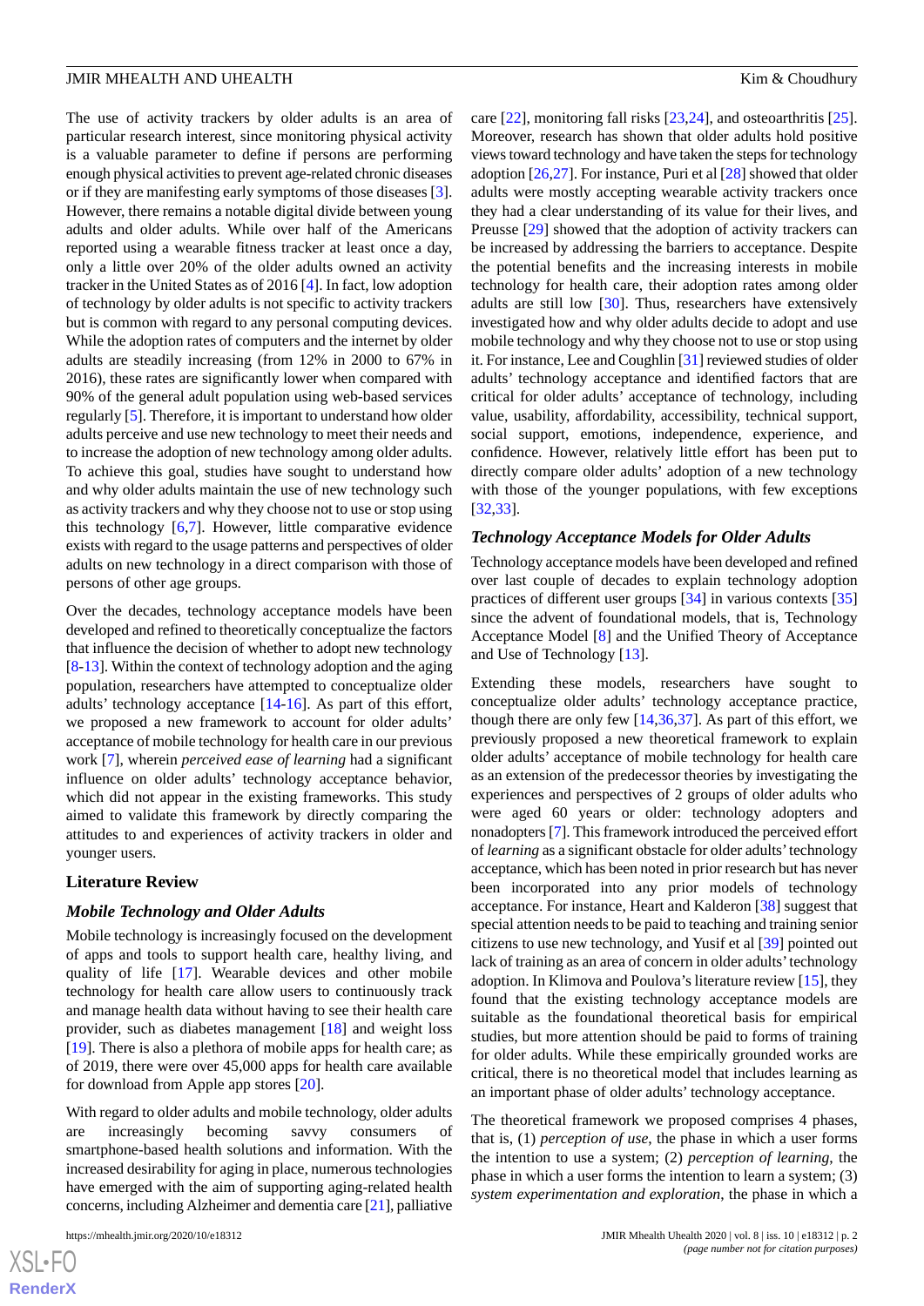The use of activity trackers by older adults is an area of particular research interest, since monitoring physical activity is a valuable parameter to define if persons are performing enough physical activities to prevent age-related chronic diseases or if they are manifesting early symptoms of those diseases [3]. However, there remains a notable digital divide between young adults and older adults. While over half of the Americans reported using a wearable fitness tracker at least once a day, only a little over 20% of the older adults owned an activity tracker in the United States as of 2016 [4]. In fact, low adoption of technology by older adults is not specific to activity trackers but is common with regard to any personal computing devices. While the adoption rates of computers and the internet by older adults are steadily increasing (from 12% in 2000 to 67% in 2016), these rates are significantly lower when compared with 90% of the general adult population using web-based services regularly [5]. Therefore, it is important to understand how older adults perceive and use new technology to meet their needs and to increase the adoption of new technology among older adults. To achieve this goal, studies have sought to understand how and why older adults maintain the use of new technology such as activity trackers and why they choose not to use or stop using this technology [6,7]. However, little comparative evidence exists with regard to the usage patterns and perspectives of older adults on new technology in a direct comparison with those of persons of other age groups.

Over the decades, technology acceptance models have been developed and refined to theoretically conceptualize the factors that influence the decision of whether to adopt new technology [8-13]. Within the context of technology adoption and the aging population, researchers have attempted to conceptualize older adults' technology acceptance [14-16]. As part of this effort, we proposed a new framework to account for older adults' acceptance of mobile technology for health care in our previous work [7], wherein *perceived ease of learning* had a significant influence on older adults' technology acceptance behavior, which did not appear in the existing frameworks. This study aimed to validate this framework by directly comparing the attitudes to and experiences of activity trackers in older and younger users.

## Literature Review

### Mobile Technology and Older Adults

Mobile technology is increasingly focused on the development of apps and tools to support health care, healthy living, and quality of life [17]. Wearable devices and other mobile technology for health care allow users to continuously track and manage health data without having to see their health care provider, such as diabetes management [18] and weight loss [19]. There is also a plethora of mobile apps for health care; as of 2019, there were over 45,000 apps for health care available for download from Apple app stores [20].

With regard to older adults and mobile technology, older adults are increasingly becoming savvy consumers of smartphone-based health solutions and information. With the increased desirability for aging in place, numerous technologies have emerged with the aim of supporting aging-related health concerns, including Alzheimer and dementia care [21], palliative care [22], monitoring fall risks [23,24], and osteoarthritis [25]. Moreover, research has shown that older adults hold positive views toward technology and have taken the steps for technology adoption [26,27]. For instance, Puri et al [28] showed that older adults were mostly accepting wearable activity trackers once they had a clear understanding of its value for their lives, and Preusse [29] showed that the adoption of activity trackers can be increased by addressing the barriers to acceptance. Despite the potential benefits and the increasing interests in mobile technology for health care, their adoption rates among older adults are still low [30]. Thus, researchers have extensively investigated how and why older adults decide to adopt and use mobile technology and why they choose not to use or stop using it. For instance, Lee and Coughlin [31] reviewed studies of older adults' technology acceptance and identified factors that are critical for older adults' acceptance of technology, including value, usability, affordability, accessibility, technical support, social support, emotions, independence, experience, and confidence. However, relatively little effort has been put to directly compare older adults' adoption of a new technology with those of the younger populations, with few exceptions [32,33].

### Technology Acceptance Models for Older Adults

Technology acceptance models have been developed and refined over last couple of decades to explain technology adoption practices of different user groups [34] in various contexts [35] since the advent of foundational models, that is, Technology Acceptance Model [8] and the Unified Theory of Acceptance and Use of Technology [13].

Extending these models, researchers have sought to conceptualize older adults' technology acceptance practice, though there are only few [14,36,37]. As part of this effort, we previously proposed a new theoretical framework to explain older adults' acceptance of mobile technology for health care as an extension of the predecessor theories by investigating the experiences and perspectives of 2 groups of older adults who were aged 60 years or older: technology adopters and nonadopters [7]. This framework introduced the perceived effort of *learning* as a significant obstacle for older adults' technology acceptance, which has been noted in prior research but has never been incorporated into any prior models of technology acceptance. For instance, Heart and Kalderon [38] suggest that special attention needs to be paid to teaching and training senior citizens to use new technology, and Yusif et al [39] pointed out lack of training as an area of concern in older adults' technology adoption. In Klimova and Poulova's literature review [15], they found that the existing technology acceptance models are suitable as the foundational theoretical basis for empirical studies, but more attention should be paid to forms of training for older adults. While these empirically grounded works are critical, there is no theoretical model that includes learning as an important phase of older adults' technology acceptance.

The theoretical framework we proposed comprises 4 phases, that is, (1) *perception of use*, the phase in which a user forms the intention to use a system; (2) *perception of learning*, the phase in which a user forms the intention to learn a system; (3) *system experimentation and exploration*, the phase in which a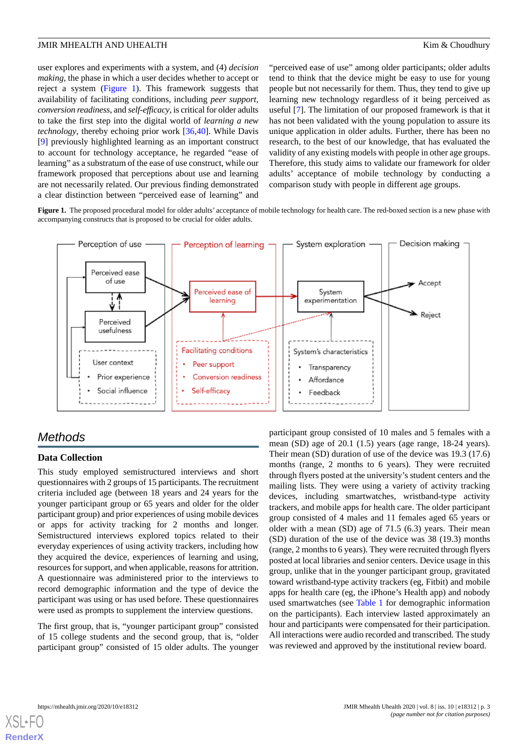user explores and experiments with a system, and (4) *decision making*, the phase in which a user decides whether to accept or reject a system (Figure 1). This framework suggests that availability of facilitating conditions, including *peer support*, *conversion readiness*, and *self-efficacy*, is critical for older adults to take the first step into the digital world of *learning a new technology*, thereby echoing prior work [36,40]. While Davis [9] previously highlighted learning as an important construct to account for technology acceptance, he regarded "ease of learning" as a substratum of the ease of use construct, while our framework proposed that perceptions about use and learning are not necessarily related. Our previous finding demonstrated a clear distinction between "perceived ease of learning" and "perceived ease of use" among older participants; older adults tend to think that the device might be easy to use for young people but not necessarily for them. Thus, they tend to give up learning new technology regardless of it being perceived as useful [7]. The limitation of our proposed framework is that it has not been validated with the young population to assure its unique application in older adults. Further, there has been no research, to the best of our knowledge, that has evaluated the validity of any existing models with people in other age groups. Therefore, this study aims to validate our framework for older adults' acceptance of mobile technology by conducting a comparison study with people in different age groups.

**Figure 1.** The proposed procedural model for older adults' acceptance of mobile technology for health care. The red-boxed section is a new phase with accompanying constructs that is proposed to be crucial for older adults.

## Methods

### Data Collection

This study employed semistructured interviews and short questionnaires with 2 groups of 15 participants. The recruitment criteria included age (between 18 years and 24 years for the younger participant group or 65 years and older for the older participant group) and prior experiences of using mobile devices or apps for activity tracking for 2 months and longer. Semistructured interviews explored topics related to their everyday experiences of using activity trackers, including how they acquired the device, experiences of learning and using, resources for support, and when applicable, reasons for attrition. A questionnaire was administered prior to the interviews to record demographic information and the type of device the participant was using or has used before. These questionnaires were used as prompts to supplement the interview questions.

The first group, that is, "younger participant group" consisted of 15 college students and the second group, that is, "older participant group" consisted of 15 older adults. The younger participant group consisted of 10 males and 5 females with a mean (SD) age of 20.1 (1.5) years (age range, 18-24 years). Their mean (SD) duration of use of the device was 19.3 (17.6) months (range, 2 months to 6 years). They were recruited through flyers posted at the university's student centers and the mailing lists. They were using a variety of activity tracking devices, including smartwatches, wristband-type activity trackers, and mobile apps for health care. The older participant group consisted of 4 males and 11 females aged 65 years or older with a mean (SD) age of 71.5 (6.3) years. Their mean (SD) duration of the use of the device was 38 (19.3) months (range, 2 months to 6 years). They were recruited through flyers posted at local libraries and senior centers. Device usage in this group, unlike that in the younger participant group, gravitated toward wristband-type activity trackers (eg, Fitbit) and mobile apps for health care (eg, the iPhone's Health app) and nobody used smartwatches (see Table 1 for demographic information on the participants). Each interview lasted approximately an hour and participants were compensated for their participation. All interactions were audio recorded and transcribed. The study was reviewed and approved by the institutional review board.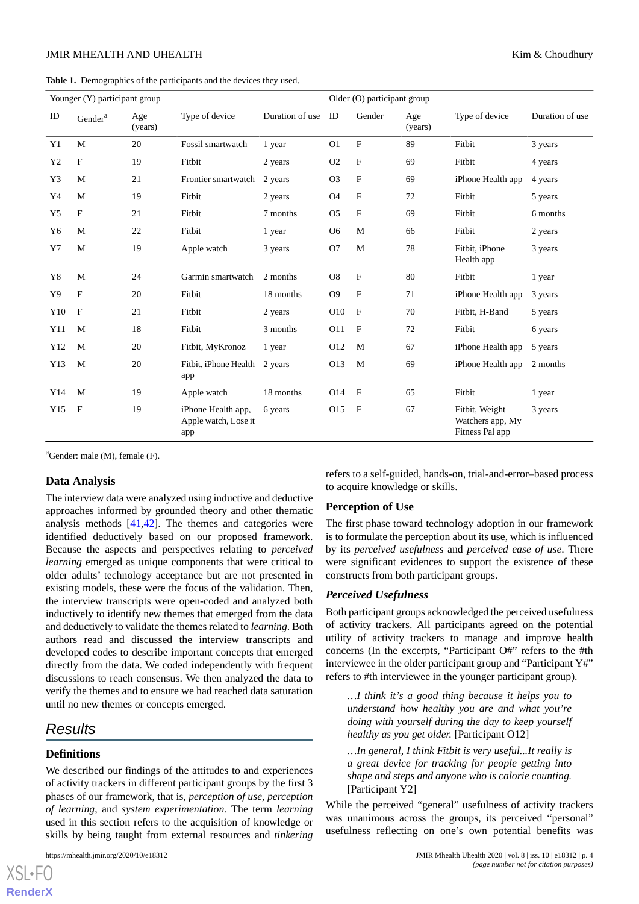**Table 1.** Demographics of the participants and the devices they used.

| Younger (Y) participant group | | | | | Older (O) participant group | | | | |
|---|---|---|---|---|---|---|---|---|---|
| ID | Gender[a] | Age (years) | Type of device | Duration of use | ID | Gender | Age (years) | Type of device | Duration of use |
| Y1 | M | 20 | Fossil smartwatch | 1 year | O1 | F | 89 | Fitbit | 3 years |
| Y2 | F | 19 | Fitbit | 2 years | O2 | F | 69 | Fitbit | 4 years |
| Y3 | M | 21 | Frontier smartwatch | 2 years | O3 | F | 69 | iPhone Health app | 4 years |
| Y4 | M | 19 | Fitbit | 2 years | O4 | F | 72 | Fitbit | 5 years |
| Y5 | F | 21 | Fitbit | 7 months | O5 | F | 69 | Fitbit | 6 months |
| Y6 | M | 22 | Fitbit | 1 year | O6 | M | 66 | Fitbit | 2 years |
| Y7 | M | 19 | Apple watch | 3 years | O7 | M | 78 | Fitbit, iPhone Health app | 3 years |
| Y8 | M | 24 | Garmin smartwatch | 2 months | O8 | F | 80 | Fitbit | 1 year |
| Y9 | F | 20 | Fitbit | 18 months | O9 | F | 71 | iPhone Health app | 3 years |
| Y10 | F | 21 | Fitbit | 2 years | O10 | F | 70 | Fitbit, H-Band | 5 years |
| Y11 | M | 18 | Fitbit | 3 months | O11 | F | 72 | Fitbit | 6 years |
| Y12 | M | 20 | Fitbit, MyKronoz | 1 year | O12 | M | 67 | iPhone Health app | 5 years |
| Y13 | M | 20 | Fitbit, iPhone Health app | 2 years | O13 | M | 69 | iPhone Health app | 2 months |
| Y14 | M | 19 | Apple watch | 18 months | O14 | F | 65 | Fitbit | 1 year |
| Y15 | F | 19 | iPhone Health app, Apple watch, Lose it app | 6 years | O15 | F | 67 | Fitbit, Weight Watchers app, My Fitness Pal app | 3 years |

[a]Gender: male (M), female (F).

### Data Analysis

The interview data were analyzed using inductive and deductive approaches informed by grounded theory and other thematic analysis methods [41,42]. The themes and categories were identified deductively based on our proposed framework. Because the aspects and perspectives relating to *perceived learning* emerged as unique components that were critical to older adults' technology acceptance but are not presented in existing models, these were the focus of the validation. Then, the interview transcripts were open-coded and analyzed both inductively to identify new themes that emerged from the data and deductively to validate the themes related to *learning*. Both authors read and discussed the interview transcripts and developed codes to describe important concepts that emerged directly from the data. We coded independently with frequent discussions to reach consensus. We then analyzed the data to verify the themes and to ensure we had reached data saturation until no new themes or concepts emerged.

## Results

### Definitions

We described our findings of the attitudes to and experiences of activity trackers in different participant groups by the first 3 phases of our framework, that is, *perception of use*, *perception of learning*, and *system experimentation.* The term *learning* used in this section refers to the acquisition of knowledge or skills by being taught from external resources and *tinkering* refers to a self-guided, hands-on, trial-and-error–based process to acquire knowledge or skills.

### Perception of Use

The first phase toward technology adoption in our framework is to formulate the perception about its use, which is influenced by its *perceived usefulness* and *perceived ease of use*. There were significant evidences to support the existence of these constructs from both participant groups.

#### *Perceived Usefulness*

Both participant groups acknowledged the perceived usefulness of activity trackers. All participants agreed on the potential utility of activity trackers to manage and improve health concerns (In the excerpts, "Participant O#" refers to the #th interviewee in the older participant group and "Participant Y#" refers to #th interviewee in the younger participant group).

> *…I think it's a good thing because it helps you to understand how healthy you are and what you're doing with yourself during the day to keep yourself healthy as you get older.* [Participant O12]

> *…In general, I think Fitbit is very useful...It really is a great device for tracking for people getting into shape and steps and anyone who is calorie counting.* [Participant Y2]

While the perceived "general" usefulness of activity trackers was unanimous across the groups, its perceived "personal" usefulness reflecting on one's own potential benefits was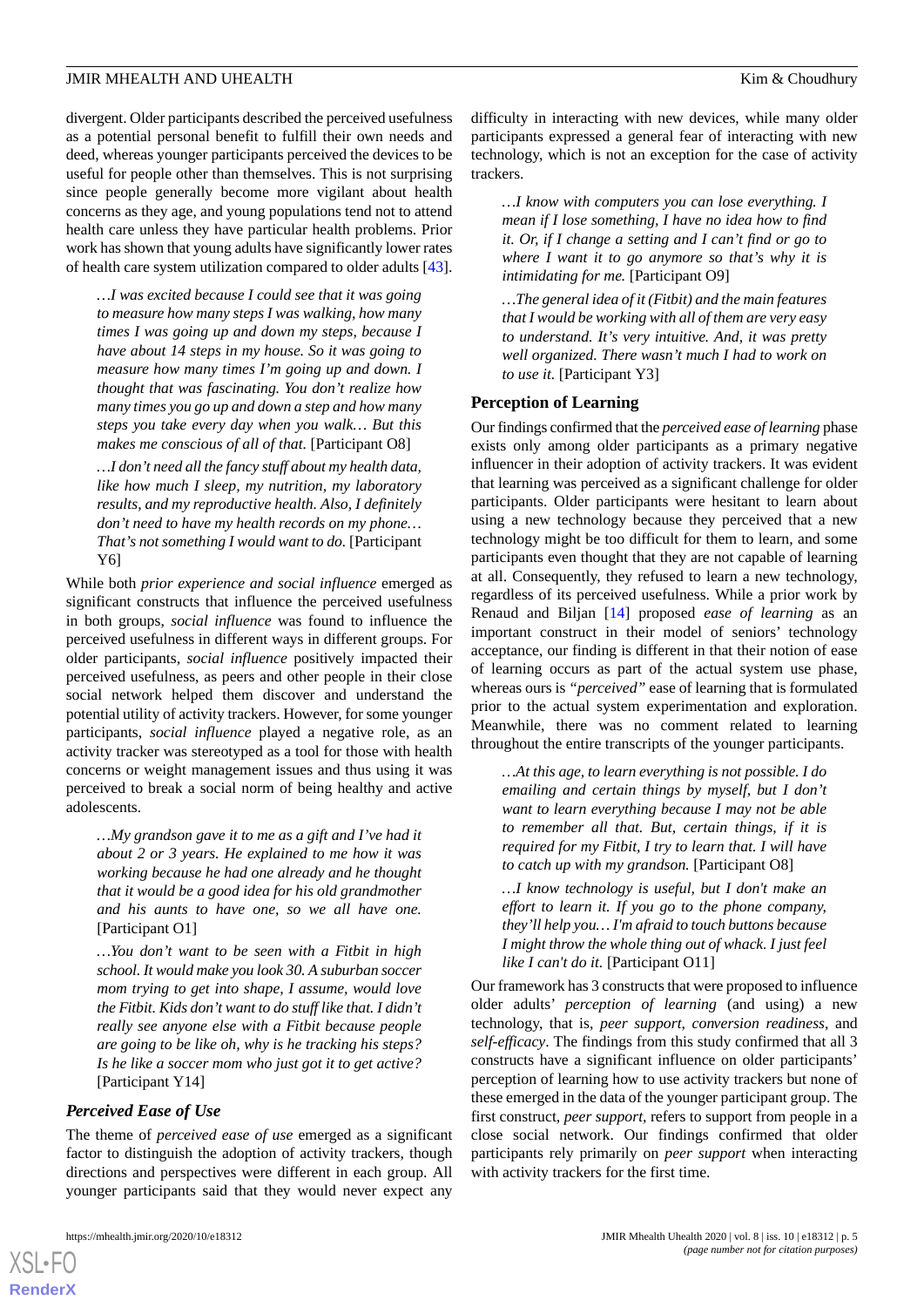divergent. Older participants described the perceived usefulness as a potential personal benefit to fulfill their own needs and deed, whereas younger participants perceived the devices to be useful for people other than themselves. This is not surprising since people generally become more vigilant about health concerns as they age, and young populations tend not to attend health care unless they have particular health problems. Prior work has shown that young adults have significantly lower rates of health care system utilization compared to older adults [43].

> *…I was excited because I could see that it was going to measure how many steps I was walking, how many times I was going up and down my steps, because I have about 14 steps in my house. So it was going to measure how many times I'm going up and down. I thought that was fascinating. You don't realize how many times you go up and down a step and how many steps you take every day when you walk… But this makes me conscious of all of that.* [Participant O8]

> *…I don't need all the fancy stuff about my health data, like how much I sleep, my nutrition, my laboratory results, and my reproductive health. Also, I definitely don't need to have my health records on my phone… That's not something I would want to do.* [Participant Y6]

While both *prior experience and social influence* emerged as significant constructs that influence the perceived usefulness in both groups, *social influence* was found to influence the perceived usefulness in different ways in different groups. For older participants, *social influence* positively impacted their perceived usefulness, as peers and other people in their close social network helped them discover and understand the potential utility of activity trackers. However, for some younger participants, *social influence* played a negative role, as an activity tracker was stereotyped as a tool for those with health concerns or weight management issues and thus using it was perceived to break a social norm of being healthy and active adolescents.

> *…My grandson gave it to me as a gift and I've had it about 2 or 3 years. He explained to me how it was working because he had one already and he thought that it would be a good idea for his old grandmother and his aunts to have one, so we all have one.* [Participant O1]

> *…You don't want to be seen with a Fitbit in high school. It would make you look 30. A suburban soccer mom trying to get into shape, I assume, would love the Fitbit. Kids don't want to do stuff like that. I didn't really see anyone else with a Fitbit because people are going to be like oh, why is he tracking his steps? Is he like a soccer mom who just got it to get active?* [Participant Y14]

### *Perceived Ease of Use*

The theme of *perceived ease of use* emerged as a significant factor to distinguish the adoption of activity trackers, though directions and perspectives were different in each group. All younger participants said that they would never expect any difficulty in interacting with new devices, while many older participants expressed a general fear of interacting with new technology, which is not an exception for the case of activity trackers.

> *…I know with computers you can lose everything. I mean if I lose something, I have no idea how to find it. Or, if I change a setting and I can't find or go to where I want it to go anymore so that's why it is intimidating for me.* [Participant O9]

> *…The general idea of it (Fitbit) and the main features that I would be working with all of them are very easy to understand. It's very intuitive. And, it was pretty well organized. There wasn't much I had to work on to use it.* [Participant Y3]

### Perception of Learning

Our findings confirmed that the *perceived ease of learning* phase exists only among older participants as a primary negative influencer in their adoption of activity trackers. It was evident that learning was perceived as a significant challenge for older participants. Older participants were hesitant to learn about using a new technology because they perceived that a new technology might be too difficult for them to learn, and some participants even thought that they are not capable of learning at all. Consequently, they refused to learn a new technology, regardless of its perceived usefulness. While a prior work by Renaud and Biljan [14] proposed *ease of learning* as an important construct in their model of seniors' technology acceptance, our finding is different in that their notion of ease of learning occurs as part of the actual system use phase, whereas ours is *"perceived"* ease of learning that is formulated prior to the actual system experimentation and exploration. Meanwhile, there was no comment related to learning throughout the entire transcripts of the younger participants.

> *…At this age, to learn everything is not possible. I do emailing and certain things by myself, but I don't want to learn everything because I may not be able to remember all that. But, certain things, if it is required for my Fitbit, I try to learn that. I will have to catch up with my grandson.* [Participant O8]

> *…I know technology is useful, but I don't make an effort to learn it. If you go to the phone company, they'll help you… I'm afraid to touch buttons because I might throw the whole thing out of whack. I just feel like I can't do it.* [Participant O11]

Our framework has 3 constructs that were proposed to influence older adults' *perception of learning* (and using) a new technology, that is, *peer support*, *conversion readiness*, and *self-efficacy*. The findings from this study confirmed that all 3 constructs have a significant influence on older participants' perception of learning how to use activity trackers but none of these emerged in the data of the younger participant group. The first construct, *peer support*, refers to support from people in a close social network. Our findings confirmed that older participants rely primarily on *peer support* when interacting with activity trackers for the first time.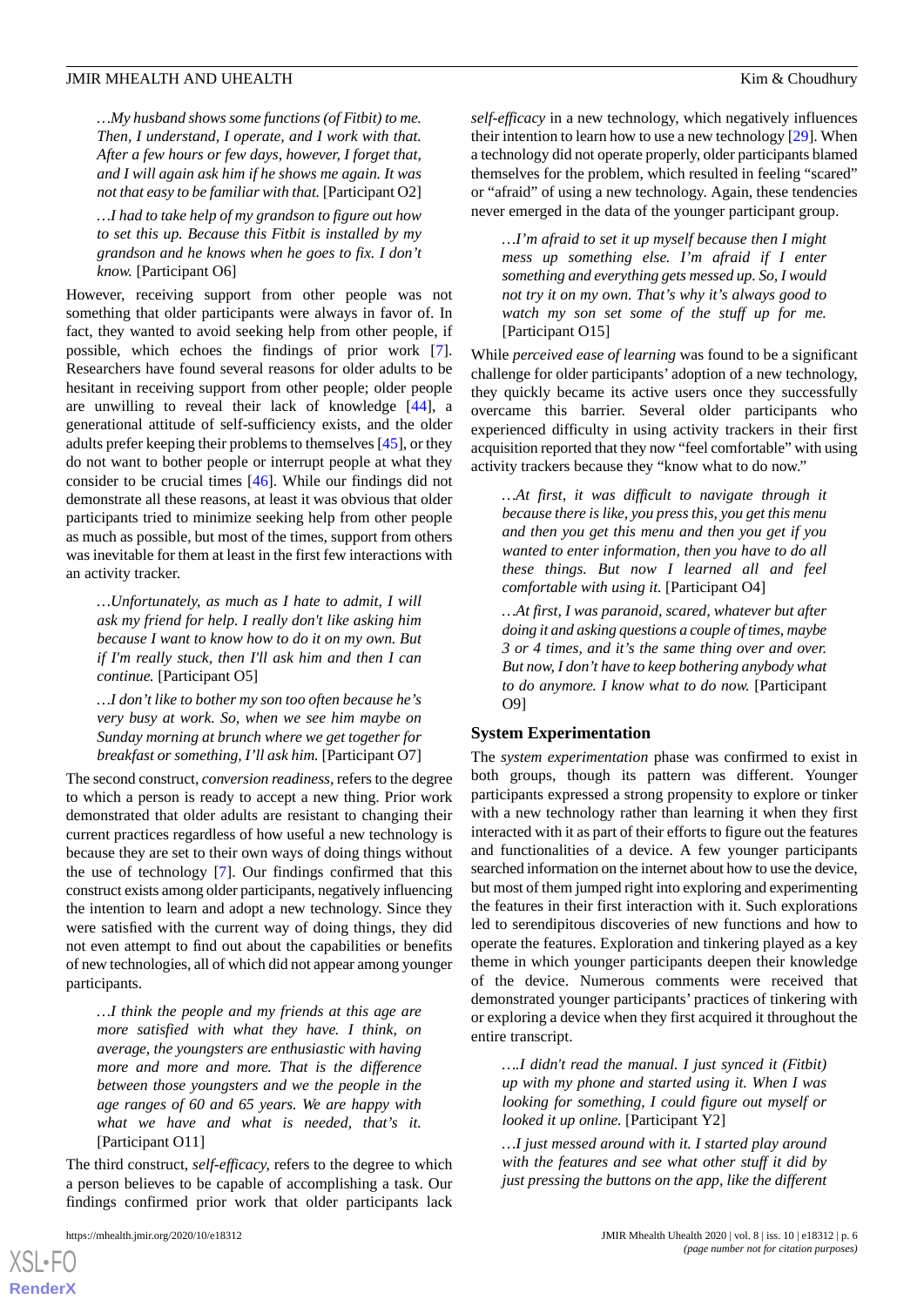*…My husband shows some functions (of Fitbit) to me. Then, I understand, I operate, and I work with that. After a few hours or few days, however, I forget that, and I will again ask him if he shows me again. It was not that easy to be familiar with that.* [Participant O2]

*…I had to take help of my grandson to figure out how to set this up. Because this Fitbit is installed by my grandson and he knows when he goes to fix. I don't know.* [Participant O6]

However, receiving support from other people was not something that older participants were always in favor of. In fact, they wanted to avoid seeking help from other people, if possible, which echoes the findings of prior work [7]. Researchers have found several reasons for older adults to be hesitant in receiving support from other people; older people are unwilling to reveal their lack of knowledge [44], a generational attitude of self-sufficiency exists, and the older adults prefer keeping their problems to themselves [45], or they do not want to bother people or interrupt people at what they consider to be crucial times [46]. While our findings did not demonstrate all these reasons, at least it was obvious that older participants tried to minimize seeking help from other people as much as possible, but most of the times, support from others was inevitable for them at least in the first few interactions with an activity tracker.

*…Unfortunately, as much as I hate to admit, I will ask my friend for help. I really don't like asking him because I want to know how to do it on my own. But if I'm really stuck, then I'll ask him and then I can continue.* [Participant O5]

*…I don't like to bother my son too often because he's very busy at work. So, when we see him maybe on Sunday morning at brunch where we get together for breakfast or something, I'll ask him.* [Participant O7]

The second construct, *conversion readiness*, refers to the degree to which a person is ready to accept a new thing. Prior work demonstrated that older adults are resistant to changing their current practices regardless of how useful a new technology is because they are set to their own ways of doing things without the use of technology [7]. Our findings confirmed that this construct exists among older participants, negatively influencing the intention to learn and adopt a new technology. Since they were satisfied with the current way of doing things, they did not even attempt to find out about the capabilities or benefits of new technologies, all of which did not appear among younger participants.

*…I think the people and my friends at this age are more satisfied with what they have. I think, on average, the youngsters are enthusiastic with having more and more and more. That is the difference between those youngsters and we the people in the age ranges of 60 and 65 years. We are happy with what we have and what is needed, that's it.* [Participant O11]

The third construct, *self-efficacy*, refers to the degree to which a person believes to be capable of accomplishing a task. Our findings confirmed prior work that older participants lack *self-efficacy* in a new technology, which negatively influences their intention to learn how to use a new technology [29]. When a technology did not operate properly, older participants blamed themselves for the problem, which resulted in feeling "scared" or "afraid" of using a new technology. Again, these tendencies never emerged in the data of the younger participant group.

*…I'm afraid to set it up myself because then I might mess up something else. I'm afraid if I enter something and everything gets messed up. So, I would not try it on my own. That's why it's always good to watch my son set some of the stuff up for me.* [Participant O15]

While *perceived ease of learning* was found to be a significant challenge for older participants' adoption of a new technology, they quickly became its active users once they successfully overcame this barrier. Several older participants who experienced difficulty in using activity trackers in their first acquisition reported that they now "feel comfortable" with using activity trackers because they "know what to do now."

*…At first, it was difficult to navigate through it because there is like, you press this, you get this menu and then you get this menu and then you get if you wanted to enter information, then you have to do all these things. But now I learned all and feel comfortable with using it.* [Participant O4]

*…At first, I was paranoid, scared, whatever but after doing it and asking questions a couple of times, maybe 3 or 4 times, and it's the same thing over and over. But now, I don't have to keep bothering anybody what to do anymore. I know what to do now.* [Participant O9]

### System Experimentation

The *system experimentation* phase was confirmed to exist in both groups, though its pattern was different. Younger participants expressed a strong propensity to explore or tinker with a new technology rather than learning it when they first interacted with it as part of their efforts to figure out the features and functionalities of a device. A few younger participants searched information on the internet about how to use the device, but most of them jumped right into exploring and experimenting the features in their first interaction with it. Such explorations led to serendipitous discoveries of new functions and how to operate the features. Exploration and tinkering played as a key theme in which younger participants deepen their knowledge of the device. Numerous comments were received that demonstrated younger participants' practices of tinkering with or exploring a device when they first acquired it throughout the entire transcript.

*….I didn't read the manual. I just synced it (Fitbit) up with my phone and started using it. When I was looking for something, I could figure out myself or looked it up online.* [Participant Y2]

*…I just messed around with it. I started play around with the features and see what other stuff it did by just pressing the buttons on the app, like the different*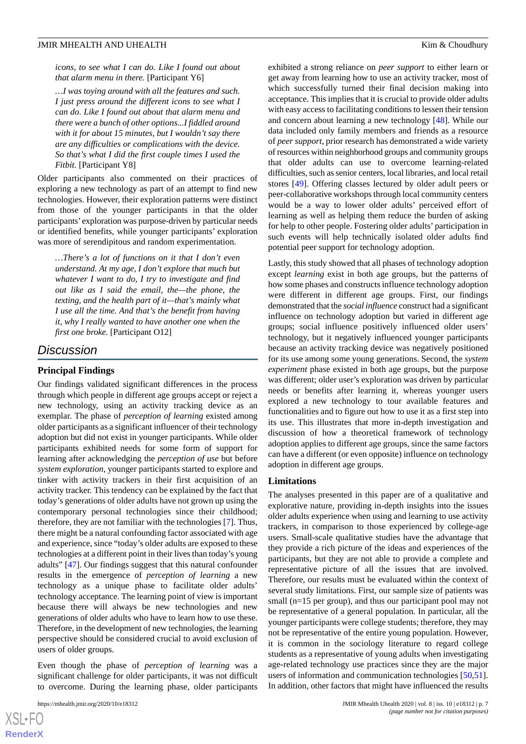*icons, to see what I can do. Like I found out about that alarm menu in there.* [Participant Y6]

*…I was toying around with all the features and such. I just press around the different icons to see what I can do. Like I found out about that alarm menu and there were a bunch of other options...I fiddled around with it for about 15 minutes, but I wouldn't say there are any difficulties or complications with the device. So that's what I did the first couple times I used the Fitbit.* [Participant Y8]

Older participants also commented on their practices of exploring a new technology as part of an attempt to find new technologies. However, their exploration patterns were distinct from those of the younger participants in that the older participants' exploration was purpose-driven by particular needs or identified benefits, while younger participants' exploration was more of serendipitous and random experimentation.

*…There's a lot of functions on it that I don't even understand. At my age, I don't explore that much but whatever I want to do, I try to investigate and find out like as I said the email, the—the phone, the texting, and the health part of it—that's mainly what I use all the time. And that's the benefit from having it, why I really wanted to have another one when the first one broke.* [Participant O12]

## Discussion

### Principal Findings

Our findings validated significant differences in the process through which people in different age groups accept or reject a new technology, using an activity tracking device as an exemplar. The phase of *perception of learning* existed among older participants as a significant influencer of their technology adoption but did not exist in younger participants. While older participants exhibited needs for some form of support for learning after acknowledging the *perception of use* but before *system exploration*, younger participants started to explore and tinker with activity trackers in their first acquisition of an activity tracker. This tendency can be explained by the fact that today's generations of older adults have not grown up using the contemporary personal technologies since their childhood; therefore, they are not familiar with the technologies [7]. Thus, there might be a natural confounding factor associated with age and experience, since "today's older adults are exposed to these technologies at a different point in their lives than today's young adults" [47]. Our findings suggest that this natural confounder results in the emergence of *perception of learning* a new technology as a unique phase to facilitate older adults' technology acceptance. The learning point of view is important because there will always be new technologies and new generations of older adults who have to learn how to use these. Therefore, in the development of new technologies, the learning perspective should be considered crucial to avoid exclusion of users of older groups.

Even though the phase of *perception of learning* was a significant challenge for older participants, it was not difficult to overcome. During the learning phase, older participants exhibited a strong reliance on *peer support* to either learn or get away from learning how to use an activity tracker, most of which successfully turned their final decision making into acceptance. This implies that it is crucial to provide older adults with easy access to facilitating conditions to lessen their tension and concern about learning a new technology [48]. While our data included only family members and friends as a resource of *peer support*, prior research has demonstrated a wide variety of resources within neighborhood groups and community groups that older adults can use to overcome learning-related difficulties, such as senior centers, local libraries, and local retail stores [49]. Offering classes lectured by older adult peers or peer-collaborative workshops through local community centers would be a way to lower older adults' perceived effort of learning as well as helping them reduce the burden of asking for help to others. Fostering older adults' participation in such events will help technically isolated older adults find potential peer support for technology adoption.

Lastly, this study showed that all phases of technology adoption except *learning* exist in both age groups, but the patterns of how some phases and constructs influence technology adoption were different in different age groups. First, our findings demonstrated that the *social influence* construct had a significant influence on technology adoption but varied in different age groups; social influence positively influenced older users' technology, but it negatively influenced younger participants because an activity tracking device was negatively positioned for its use among some young generations. Second, the *system experiment* phase existed in both age groups, but the purpose was different; older user's exploration was driven by particular needs or benefits after learning it, whereas younger users explored a new technology to tour available features and functionalities and to figure out how to use it as a first step into its use. This illustrates that more in-depth investigation and discussion of how a theoretical framework of technology adoption applies to different age groups, since the same factors can have a different (or even opposite) influence on technology adoption in different age groups.

### Limitations

The analyses presented in this paper are of a qualitative and explorative nature, providing in-depth insights into the issues older adults experience when using and learning to use activity trackers, in comparison to those experienced by college-age users. Small-scale qualitative studies have the advantage that they provide a rich picture of the ideas and experiences of the participants, but they are not able to provide a complete and representative picture of all the issues that are involved. Therefore, our results must be evaluated within the context of several study limitations. First, our sample size of patients was small (n=15 per group), and thus our participant pool may not be representative of a general population. In particular, all the younger participants were college students; therefore, they may not be representative of the entire young population. However, it is common in the sociology literature to regard college students as a representative of young adults when investigating age-related technology use practices since they are the major users of information and communication technologies [50,51]. In addition, other factors that might have influenced the results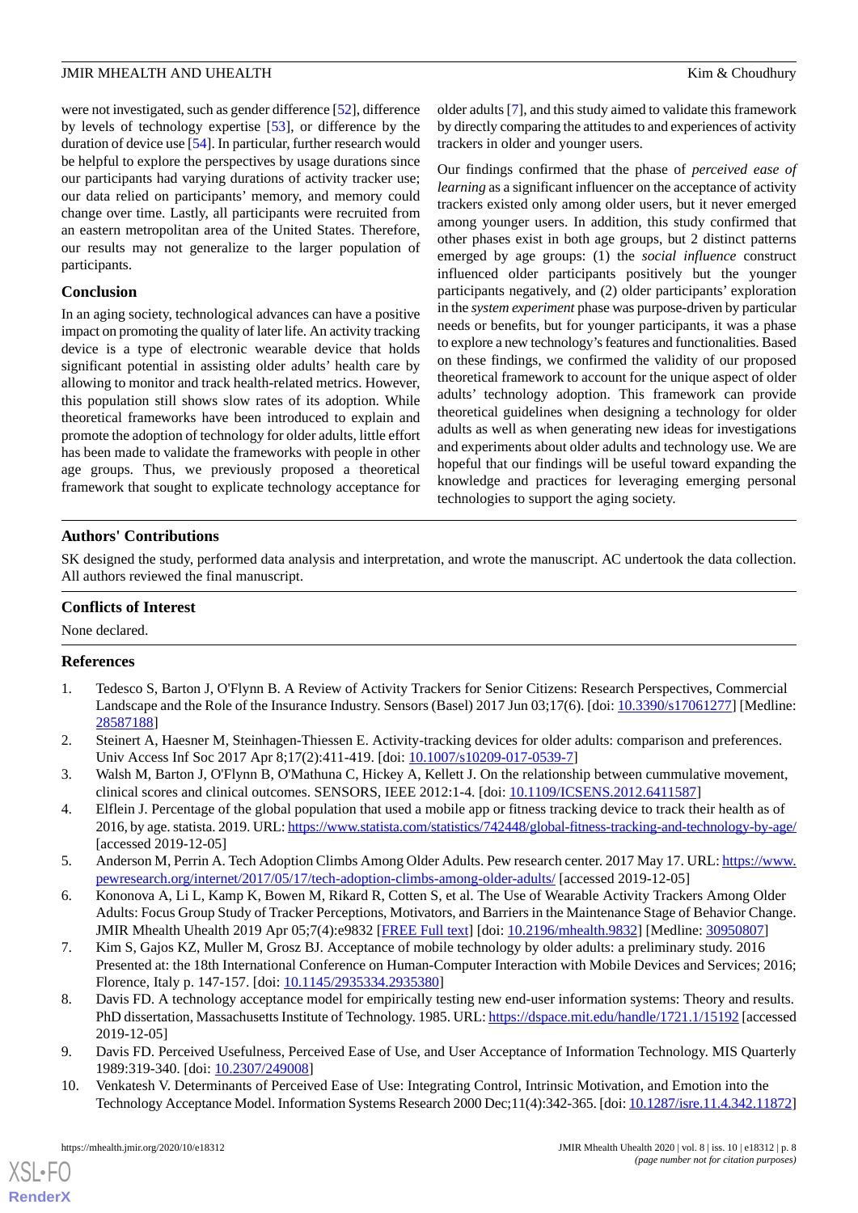were not investigated, such as gender difference [52], difference by levels of technology expertise [53], or difference by the duration of device use [54]. In particular, further research would be helpful to explore the perspectives by usage durations since our participants had varying durations of activity tracker use; our data relied on participants' memory, and memory could change over time. Lastly, all participants were recruited from an eastern metropolitan area of the United States. Therefore, our results may not generalize to the larger population of participants.

### Conclusion

In an aging society, technological advances can have a positive impact on promoting the quality of later life. An activity tracking device is a type of electronic wearable device that holds significant potential in assisting older adults' health care by allowing to monitor and track health-related metrics. However, this population still shows slow rates of its adoption. While theoretical frameworks have been introduced to explain and promote the adoption of technology for older adults, little effort has been made to validate the frameworks with people in other age groups. Thus, we previously proposed a theoretical framework that sought to explicate technology acceptance for older adults [7], and this study aimed to validate this framework by directly comparing the attitudes to and experiences of activity trackers in older and younger users.

Our findings confirmed that the phase of *perceived ease of learning* as a significant influencer on the acceptance of activity trackers existed only among older users, but it never emerged among younger users. In addition, this study confirmed that other phases exist in both age groups, but 2 distinct patterns emerged by age groups: (1) the *social influence* construct influenced older participants positively but the younger participants negatively, and (2) older participants' exploration in the *system experiment* phase was purpose-driven by particular needs or benefits, but for younger participants, it was a phase to explore a new technology's features and functionalities. Based on these findings, we confirmed the validity of our proposed theoretical framework to account for the unique aspect of older adults' technology adoption. This framework can provide theoretical guidelines when designing a technology for older adults as well as when generating new ideas for investigations and experiments about older adults and technology use. We are hopeful that our findings will be useful toward expanding the knowledge and practices for leveraging emerging personal technologies to support the aging society.

## Authors' Contributions

SK designed the study, performed data analysis and interpretation, and wrote the manuscript. AC undertook the data collection. All authors reviewed the final manuscript.

## Conflicts of Interest

None declared.

## References

1. Tedesco S, Barton J, O'Flynn B. A Review of Activity Trackers for Senior Citizens: Research Perspectives, Commercial Landscape and the Role of the Insurance Industry. Sensors (Basel) 2017 Jun 03;17(6). [doi: 10.3390/s17061277] [Medline: 28587188]
2. Steinert A, Haesner M, Steinhagen-Thiessen E. Activity-tracking devices for older adults: comparison and preferences. Univ Access Inf Soc 2017 Apr 8;17(2):411-419. [doi: 10.1007/s10209-017-0539-7]
3. Walsh M, Barton J, O'Flynn B, O'Mathuna C, Hickey A, Kellett J. On the relationship between cummulative movement, clinical scores and clinical outcomes. SENSORS, IEEE 2012:1-4. [doi: 10.1109/ICSENS.2012.6411587]
4. Elflein J. Percentage of the global population that used a mobile app or fitness tracking device to track their health as of 2016, by age. statista. 2019. URL: https://www.statista.com/statistics/742448/global-fitness-tracking-and-technology-by-age/ [accessed 2019-12-05]
5. Anderson M, Perrin A. Tech Adoption Climbs Among Older Adults. Pew research center. 2017 May 17. URL: https://www.pewresearch.org/internet/2017/05/17/tech-adoption-climbs-among-older-adults/ [accessed 2019-12-05]
6. Kononova A, Li L, Kamp K, Bowen M, Rikard R, Cotten S, et al. The Use of Wearable Activity Trackers Among Older Adults: Focus Group Study of Tracker Perceptions, Motivators, and Barriers in the Maintenance Stage of Behavior Change. JMIR Mhealth Uhealth 2019 Apr 05;7(4):e9832 [FREE Full text] [doi: 10.2196/mhealth.9832] [Medline: 30950807]
7. Kim S, Gajos KZ, Muller M, Grosz BJ. Acceptance of mobile technology by older adults: a preliminary study. 2016 Presented at: the 18th International Conference on Human-Computer Interaction with Mobile Devices and Services; 2016; Florence, Italy p. 147-157. [doi: 10.1145/2935334.2935380]
8. Davis FD. A technology acceptance model for empirically testing new end-user information systems: Theory and results. PhD dissertation, Massachusetts Institute of Technology. 1985. URL: https://dspace.mit.edu/handle/1721.1/15192 [accessed 2019-12-05]
9. Davis FD. Perceived Usefulness, Perceived Ease of Use, and User Acceptance of Information Technology. MIS Quarterly 1989:319-340. [doi: 10.2307/249008]
10. Venkatesh V. Determinants of Perceived Ease of Use: Integrating Control, Intrinsic Motivation, and Emotion into the Technology Acceptance Model. Information Systems Research 2000 Dec;11(4):342-365. [doi: 10.1287/isre.11.4.342.11872]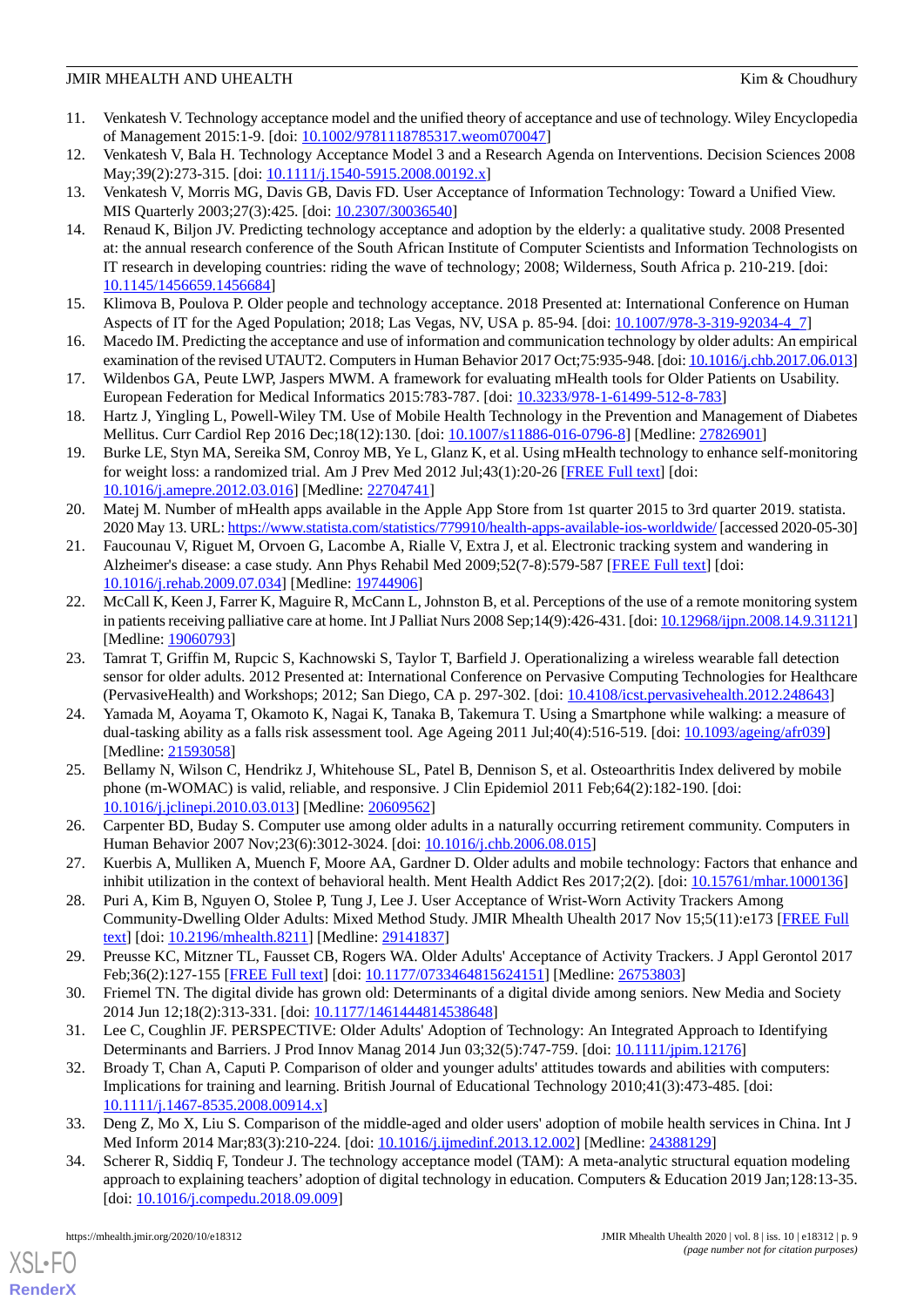11. Venkatesh V. Technology acceptance model and the unified theory of acceptance and use of technology. Wiley Encyclopedia of Management 2015:1-9. [doi: 10.1002/9781118785317.weom070047]
12. Venkatesh V, Bala H. Technology Acceptance Model 3 and a Research Agenda on Interventions. Decision Sciences 2008 May;39(2):273-315. [doi: 10.1111/j.1540-5915.2008.00192.x]
13. Venkatesh V, Morris MG, Davis GB, Davis FD. User Acceptance of Information Technology: Toward a Unified View. MIS Quarterly 2003;27(3):425. [doi: 10.2307/30036540]
14. Renaud K, Biljon JV. Predicting technology acceptance and adoption by the elderly: a qualitative study. 2008 Presented at: the annual research conference of the South African Institute of Computer Scientists and Information Technologists on IT research in developing countries: riding the wave of technology; 2008; Wilderness, South Africa p. 210-219. [doi: 10.1145/1456659.1456684]
15. Klimova B, Poulova P. Older people and technology acceptance. 2018 Presented at: International Conference on Human Aspects of IT for the Aged Population; 2018; Las Vegas, NV, USA p. 85-94. [doi: 10.1007/978-3-319-92034-4_7]
16. Macedo IM. Predicting the acceptance and use of information and communication technology by older adults: An empirical examination of the revised UTAUT2. Computers in Human Behavior 2017 Oct;75:935-948. [doi: 10.1016/j.chb.2017.06.013]
17. Wildenbos GA, Peute LWP, Jaspers MWM. A framework for evaluating mHealth tools for Older Patients on Usability. European Federation for Medical Informatics 2015:783-787. [doi: 10.3233/978-1-61499-512-8-783]
18. Hartz J, Yingling L, Powell-Wiley TM. Use of Mobile Health Technology in the Prevention and Management of Diabetes Mellitus. Curr Cardiol Rep 2016 Dec;18(12):130. [doi: 10.1007/s11886-016-0796-8] [Medline: 27826901]
19. Burke LE, Styn MA, Sereika SM, Conroy MB, Ye L, Glanz K, et al. Using mHealth technology to enhance self-monitoring for weight loss: a randomized trial. Am J Prev Med 2012 Jul;43(1):20-26 [FREE Full text] [doi: 10.1016/j.amepre.2012.03.016] [Medline: 22704741]
20. Matej M. Number of mHealth apps available in the Apple App Store from 1st quarter 2015 to 3rd quarter 2019. statista. 2020 May 13. URL: https://www.statista.com/statistics/779910/health-apps-available-ios-worldwide/ [accessed 2020-05-30]
21. Faucounau V, Riguet M, Orvoen G, Lacombe A, Rialle V, Extra J, et al. Electronic tracking system and wandering in Alzheimer's disease: a case study. Ann Phys Rehabil Med 2009;52(7-8):579-587 [FREE Full text] [doi: 10.1016/j.rehab.2009.07.034] [Medline: 19744906]
22. McCall K, Keen J, Farrer K, Maguire R, McCann L, Johnston B, et al. Perceptions of the use of a remote monitoring system in patients receiving palliative care at home. Int J Palliat Nurs 2008 Sep;14(9):426-431. [doi: 10.12968/ijpn.2008.14.9.31121] [Medline: 19060793]
23. Tamrat T, Griffin M, Rupcic S, Kachnowski S, Taylor T, Barfield J. Operationalizing a wireless wearable fall detection sensor for older adults. 2012 Presented at: International Conference on Pervasive Computing Technologies for Healthcare (PervasiveHealth) and Workshops; 2012; San Diego, CA p. 297-302. [doi: 10.4108/icst.pervasivehealth.2012.248643]
24. Yamada M, Aoyama T, Okamoto K, Nagai K, Tanaka B, Takemura T. Using a Smartphone while walking: a measure of dual-tasking ability as a falls risk assessment tool. Age Ageing 2011 Jul;40(4):516-519. [doi: 10.1093/ageing/afr039] [Medline: 21593058]
25. Bellamy N, Wilson C, Hendrikz J, Whitehouse SL, Patel B, Dennison S, et al. Osteoarthritis Index delivered by mobile phone (m-WOMAC) is valid, reliable, and responsive. J Clin Epidemiol 2011 Feb;64(2):182-190. [doi: 10.1016/j.jclinepi.2010.03.013] [Medline: 20609562]
26. Carpenter BD, Buday S. Computer use among older adults in a naturally occurring retirement community. Computers in Human Behavior 2007 Nov;23(6):3012-3024. [doi: 10.1016/j.chb.2006.08.015]
27. Kuerbis A, Mulliken A, Muench F, Moore AA, Gardner D. Older adults and mobile technology: Factors that enhance and inhibit utilization in the context of behavioral health. Ment Health Addict Res 2017;2(2). [doi: 10.15761/mhar.1000136]
28. Puri A, Kim B, Nguyen O, Stolee P, Tung J, Lee J. User Acceptance of Wrist-Worn Activity Trackers Among Community-Dwelling Older Adults: Mixed Method Study. JMIR Mhealth Uhealth 2017 Nov 15;5(11):e173 [FREE Full text] [doi: 10.2196/mhealth.8211] [Medline: 29141837]
29. Preusse KC, Mitzner TL, Fausset CB, Rogers WA. Older Adults' Acceptance of Activity Trackers. J Appl Gerontol 2017 Feb;36(2):127-155 [FREE Full text] [doi: 10.1177/0733464815624151] [Medline: 26753803]
30. Friemel TN. The digital divide has grown old: Determinants of a digital divide among seniors. New Media and Society 2014 Jun 12;18(2):313-331. [doi: 10.1177/1461444814538648]
31. Lee C, Coughlin JF. PERSPECTIVE: Older Adults' Adoption of Technology: An Integrated Approach to Identifying Determinants and Barriers. J Prod Innov Manag 2014 Jun 03;32(5):747-759. [doi: 10.1111/jpim.12176]
32. Broady T, Chan A, Caputi P. Comparison of older and younger adults' attitudes towards and abilities with computers: Implications for training and learning. British Journal of Educational Technology 2010;41(3):473-485. [doi: 10.1111/j.1467-8535.2008.00914.x]
33. Deng Z, Mo X, Liu S. Comparison of the middle-aged and older users' adoption of mobile health services in China. Int J Med Inform 2014 Mar;83(3):210-224. [doi: 10.1016/j.ijmedinf.2013.12.002] [Medline: 24388129]
34. Scherer R, Siddiq F, Tondeur J. The technology acceptance model (TAM): A meta-analytic structural equation modeling approach to explaining teachers' adoption of digital technology in education. Computers & Education 2019 Jan;128:13-35. [doi: 10.1016/j.compedu.2018.09.009]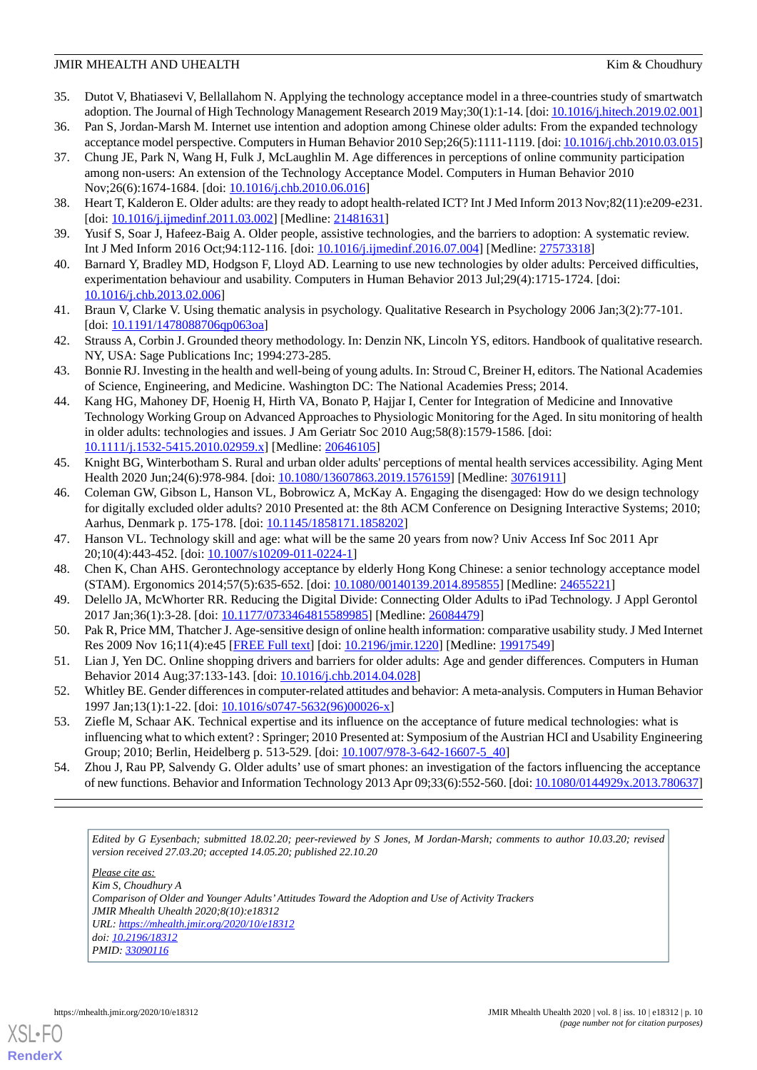35. Dutot V, Bhatiasevi V, Bellallahom N. Applying the technology acceptance model in a three-countries study of smartwatch adoption. The Journal of High Technology Management Research 2019 May;30(1):1-14. [doi: 10.1016/j.hitech.2019.02.001]
36. Pan S, Jordan-Marsh M. Internet use intention and adoption among Chinese older adults: From the expanded technology acceptance model perspective. Computers in Human Behavior 2010 Sep;26(5):1111-1119. [doi: 10.1016/j.chb.2010.03.015]
37. Chung JE, Park N, Wang H, Fulk J, McLaughlin M. Age differences in perceptions of online community participation among non-users: An extension of the Technology Acceptance Model. Computers in Human Behavior 2010 Nov;26(6):1674-1684. [doi: 10.1016/j.chb.2010.06.016]
38. Heart T, Kalderon E. Older adults: are they ready to adopt health-related ICT? Int J Med Inform 2013 Nov;82(11):e209-e231. [doi: 10.1016/j.ijmedinf.2011.03.002] [Medline: 21481631]
39. Yusif S, Soar J, Hafeez-Baig A. Older people, assistive technologies, and the barriers to adoption: A systematic review. Int J Med Inform 2016 Oct;94:112-116. [doi: 10.1016/j.ijmedinf.2016.07.004] [Medline: 27573318]
40. Barnard Y, Bradley MD, Hodgson F, Lloyd AD. Learning to use new technologies by older adults: Perceived difficulties, experimentation behaviour and usability. Computers in Human Behavior 2013 Jul;29(4):1715-1724. [doi: 10.1016/j.chb.2013.02.006]
41. Braun V, Clarke V. Using thematic analysis in psychology. Qualitative Research in Psychology 2006 Jan;3(2):77-101. [doi: 10.1191/1478088706qp063oa]
42. Strauss A, Corbin J. Grounded theory methodology. In: Denzin NK, Lincoln YS, editors. Handbook of qualitative research. NY, USA: Sage Publications Inc; 1994:273-285.
43. Bonnie RJ. Investing in the health and well-being of young adults. In: Stroud C, Breiner H, editors. The National Academies of Science, Engineering, and Medicine. Washington DC: The National Academies Press; 2014.
44. Kang HG, Mahoney DF, Hoenig H, Hirth VA, Bonato P, Hajjar I, Center for Integration of Medicine and Innovative Technology Working Group on Advanced Approaches to Physiologic Monitoring for the Aged. In situ monitoring of health in older adults: technologies and issues. J Am Geriatr Soc 2010 Aug;58(8):1579-1586. [doi: 10.1111/j.1532-5415.2010.02959.x] [Medline: 20646105]
45. Knight BG, Winterbotham S. Rural and urban older adults' perceptions of mental health services accessibility. Aging Ment Health 2020 Jun;24(6):978-984. [doi: 10.1080/13607863.2019.1576159] [Medline: 30761911]
46. Coleman GW, Gibson L, Hanson VL, Bobrowicz A, McKay A. Engaging the disengaged: How do we design technology for digitally excluded older adults? 2010 Presented at: the 8th ACM Conference on Designing Interactive Systems; 2010; Aarhus, Denmark p. 175-178. [doi: 10.1145/1858171.1858202]
47. Hanson VL. Technology skill and age: what will be the same 20 years from now? Univ Access Inf Soc 2011 Apr 20;10(4):443-452. [doi: 10.1007/s10209-011-0224-1]
48. Chen K, Chan AHS. Gerontechnology acceptance by elderly Hong Kong Chinese: a senior technology acceptance model (STAM). Ergonomics 2014;57(5):635-652. [doi: 10.1080/00140139.2014.895855] [Medline: 24655221]
49. Delello JA, McWhorter RR. Reducing the Digital Divide: Connecting Older Adults to iPad Technology. J Appl Gerontol 2017 Jan;36(1):3-28. [doi: 10.1177/0733464815589985] [Medline: 26084479]
50. Pak R, Price MM, Thatcher J. Age-sensitive design of online health information: comparative usability study. J Med Internet Res 2009 Nov 16;11(4):e45 [FREE Full text] [doi: 10.2196/jmir.1220] [Medline: 19917549]
51. Lian J, Yen DC. Online shopping drivers and barriers for older adults: Age and gender differences. Computers in Human Behavior 2014 Aug;37:133-143. [doi: 10.1016/j.chb.2014.04.028]
52. Whitley BE. Gender differences in computer-related attitudes and behavior: A meta-analysis. Computers in Human Behavior 1997 Jan;13(1):1-22. [doi: 10.1016/s0747-5632(96)00026-x]
53. Ziefle M, Schaar AK. Technical expertise and its influence on the acceptance of future medical technologies: what is influencing what to which extent? : Springer; 2010 Presented at: Symposium of the Austrian HCI and Usability Engineering Group; 2010; Berlin, Heidelberg p. 513-529. [doi: 10.1007/978-3-642-16607-5_40]
54. Zhou J, Rau PP, Salvendy G. Older adults' use of smart phones: an investigation of the factors influencing the acceptance of new functions. Behavior and Information Technology 2013 Apr 09;33(6):552-560. [doi: 10.1080/0144929x.2013.780637]

---

*Edited by G Eysenbach; submitted 18.02.20; peer-reviewed by S Jones, M Jordan-Marsh; comments to author 10.03.20; revised version received 27.03.20; accepted 14.05.20; published 22.10.20*

*Please cite as:*
*Kim S, Choudhury A*
*Comparison of Older and Younger Adults' Attitudes Toward the Adoption and Use of Activity Trackers*
*JMIR Mhealth Uhealth 2020;8(10):e18312*
*URL: https://mhealth.jmir.org/2020/10/e18312*
*doi: 10.2196/18312*
*PMID: 33090116*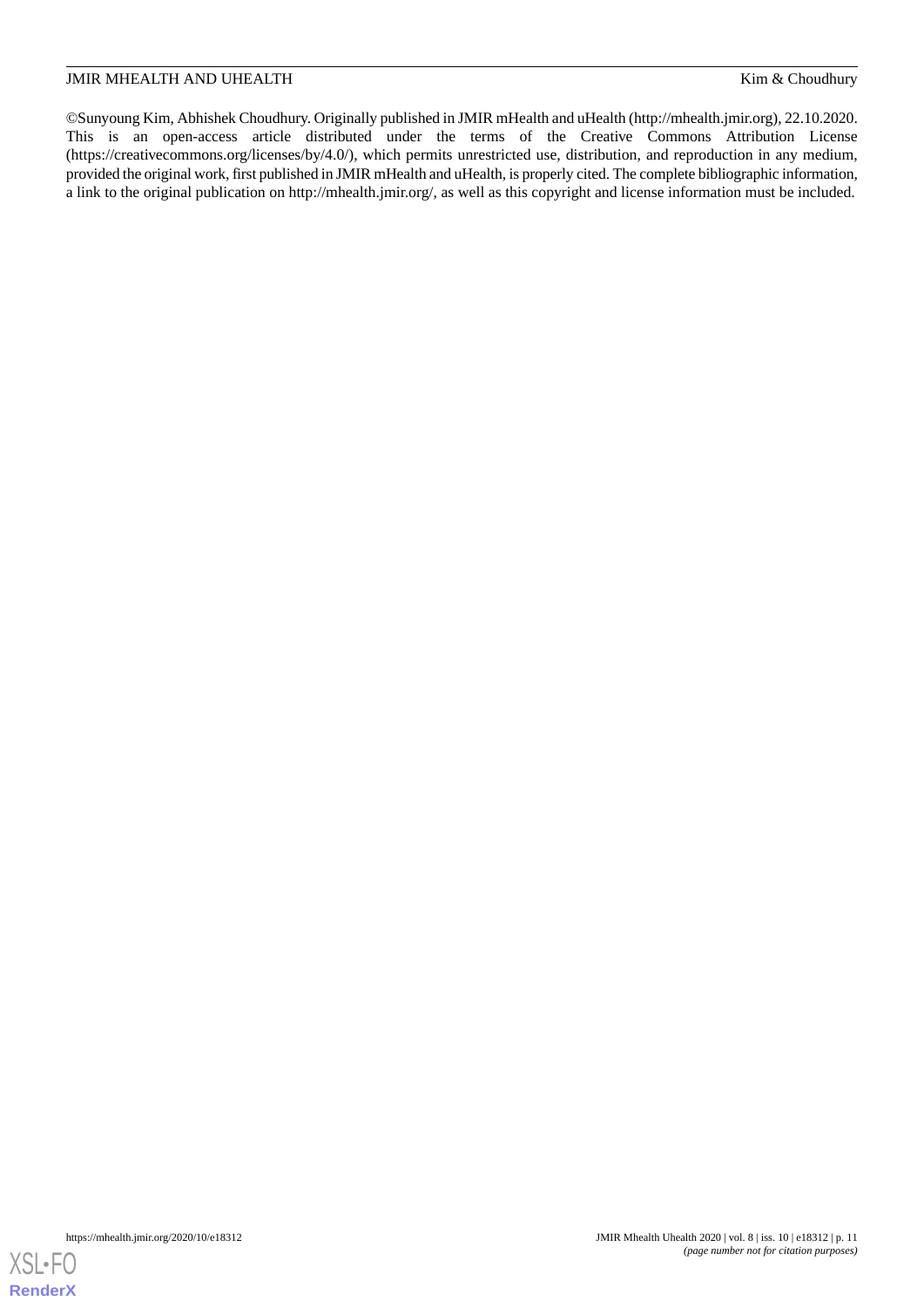©Sunyoung Kim, Abhishek Choudhury. Originally published in JMIR mHealth and uHealth (http://mhealth.jmir.org), 22.10.2020. This is an open-access article distributed under the terms of the Creative Commons Attribution License (https://creativecommons.org/licenses/by/4.0/), which permits unrestricted use, distribution, and reproduction in any medium, provided the original work, first published in JMIR mHealth and uHealth, is properly cited. The complete bibliographic information, a link to the original publication on http://mhealth.jmir.org/, as well as this copyright and license information must be included.